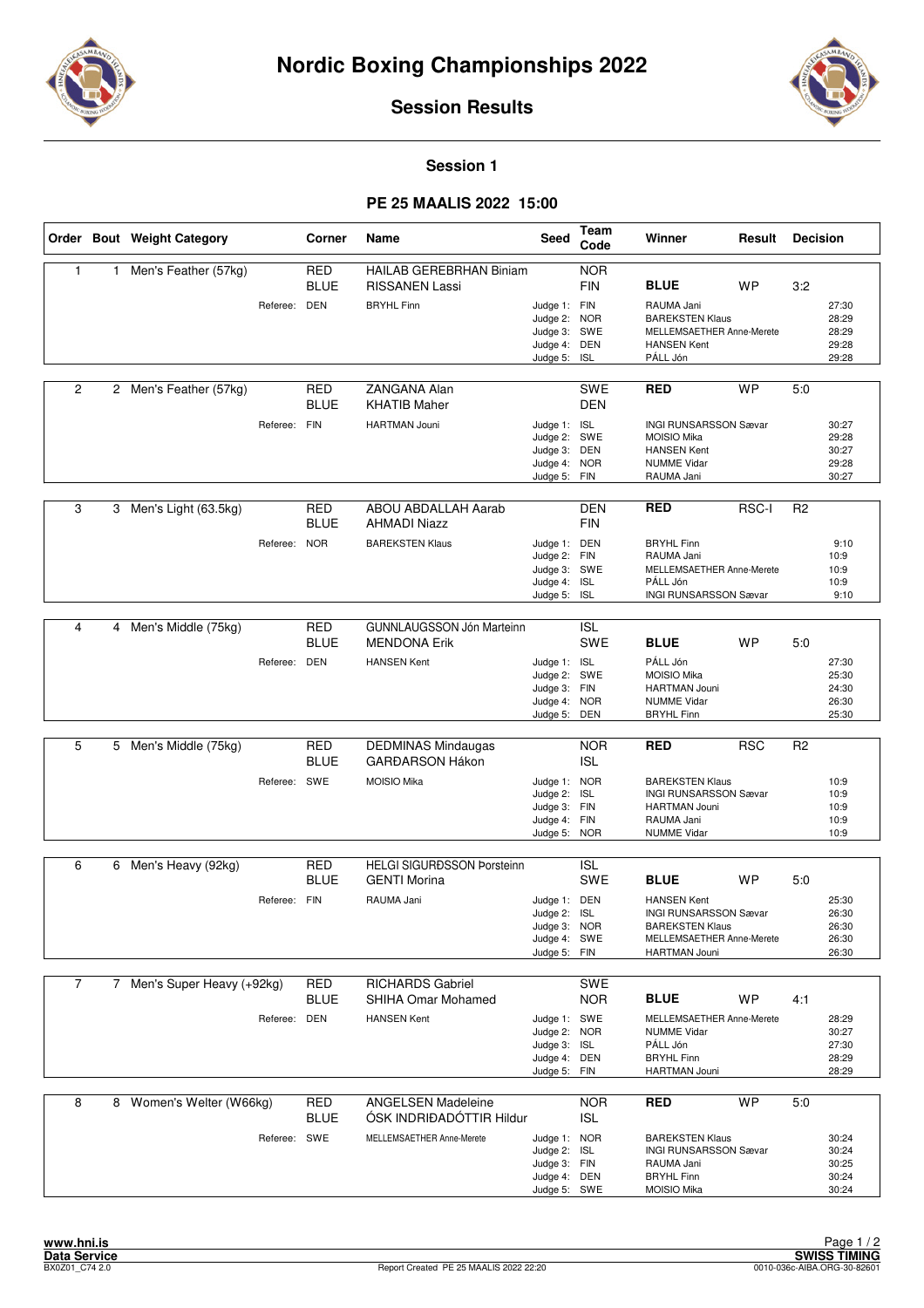# Nordic Boxing Championships 2022

## Session Results

### Session 1

### PE 25 MAALIS 2022 15:00

| Order | Bout | Weight Category | Corner | Name | Seed | Team Code | Winner | Result | Decision |
|---|---|---|---|---|---|---|---|---|---|
| 1 | 1 | Men's Feather (57kg) | RED | HAILAB GEREBRHAN Biniam | | NOR | | | |
| | | | BLUE | RISSANEN Lassi | | FIN | **BLUE** | WP | 3:2 |
| | | Referee: | DEN | BRYHL Finn | Judge 1: | FIN | RAUMA Jani | | 27:30 |
| | | | | | Judge 2: | NOR | BAREKSTEN Klaus | | 28:29 |
| | | | | | Judge 3: | SWE | MELLEMSAETHER Anne-Merete | | 28:29 |
| | | | | | Judge 4: | DEN | HANSEN Kent | | 29:28 |
| | | | | | Judge 5: | ISL | PÁLL Jón | | 29:28 |
| 2 | 2 | Men's Feather (57kg) | RED | ZANGANA Alan | | SWE | **RED** | WP | 5:0 |
| | | | BLUE | KHATIB Maher | | DEN | | | |
| | | Referee: | FIN | HARTMAN Jouni | Judge 1: | ISL | INGI RUNSARSSON Sævar | | 30:27 |
| | | | | | Judge 2: | SWE | MOISIO Mika | | 29:28 |
| | | | | | Judge 3: | DEN | HANSEN Kent | | 30:27 |
| | | | | | Judge 4: | NOR | NUMME Vidar | | 29:28 |
| | | | | | Judge 5: | FIN | RAUMA Jani | | 30:27 |
| 3 | 3 | Men's Light (63.5kg) | RED | ABOU ABDALLAH Aarab | | DEN | **RED** | RSC-I | R2 |
| | | | BLUE | AHMADI Niazz | | FIN | | | |
| | | Referee: | NOR | BAREKSTEN Klaus | Judge 1: | DEN | BRYHL Finn | | 9:10 |
| | | | | | Judge 2: | FIN | RAUMA Jani | | 10:9 |
| | | | | | Judge 3: | SWE | MELLEMSAETHER Anne-Merete | | 10:9 |
| | | | | | Judge 4: | ISL | PÁLL Jón | | 10:9 |
| | | | | | Judge 5: | ISL | INGI RUNSARSSON Sævar | | 9:10 |
| 4 | 4 | Men's Middle (75kg) | RED | GUNNLAUGSSON Jón Marteinn | | ISL | | | |
| | | | BLUE | MENDONA Erik | | SWE | **BLUE** | WP | 5:0 |
| | | Referee: | DEN | HANSEN Kent | Judge 1: | ISL | PÁLL Jón | | 27:30 |
| | | | | | Judge 2: | SWE | MOISIO Mika | | 25:30 |
| | | | | | Judge 3: | FIN | HARTMAN Jouni | | 24:30 |
| | | | | | Judge 4: | NOR | NUMME Vidar | | 26:30 |
| | | | | | Judge 5: | DEN | BRYHL Finn | | 25:30 |
| 5 | 5 | Men's Middle (75kg) | RED | DEDMINAS Mindaugas | | NOR | **RED** | RSC | R2 |
| | | | BLUE | GARÐARSON Hákon | | ISL | | | |
| | | Referee: | SWE | MOISIO Mika | Judge 1: | NOR | BAREKSTEN Klaus | | 10:9 |
| | | | | | Judge 2: | ISL | INGI RUNSARSSON Sævar | | 10:9 |
| | | | | | Judge 3: | FIN | HARTMAN Jouni | | 10:9 |
| | | | | | Judge 4: | FIN | RAUMA Jani | | 10:9 |
| | | | | | Judge 5: | NOR | NUMME Vidar | | 10:9 |
| 6 | 6 | Men's Heavy (92kg) | RED | HELGI SIGURÐSSON Þorsteinn | | ISL | | | |
| | | | BLUE | GENTI Morina | | SWE | **BLUE** | WP | 5:0 |
| | | Referee: | FIN | RAUMA Jani | Judge 1: | DEN | HANSEN Kent | | 25:30 |
| | | | | | Judge 2: | ISL | INGI RUNSARSSON Sævar | | 26:30 |
| | | | | | Judge 3: | NOR | BAREKSTEN Klaus | | 26:30 |
| | | | | | Judge 4: | SWE | MELLEMSAETHER Anne-Merete | | 26:30 |
| | | | | | Judge 5: | FIN | HARTMAN Jouni | | 26:30 |
| 7 | 7 | Men's Super Heavy (+92kg) | RED | RICHARDS Gabriel | | SWE | | | |
| | | | BLUE | SHIHA Omar Mohamed | | NOR | **BLUE** | WP | 4:1 |
| | | Referee: | DEN | HANSEN Kent | Judge 1: | SWE | MELLEMSAETHER Anne-Merete | | 28:29 |
| | | | | | Judge 2: | NOR | NUMME Vidar | | 30:27 |
| | | | | | Judge 3: | ISL | PÁLL Jón | | 27:30 |
| | | | | | Judge 4: | DEN | BRYHL Finn | | 28:29 |
| | | | | | Judge 5: | FIN | HARTMAN Jouni | | 28:29 |
| 8 | 8 | Women's Welter (W66kg) | RED | ANGELSEN Madeleine | | NOR | **RED** | WP | 5:0 |
| | | | BLUE | ÓSK INDRIÐADÓTTIR Hildur | | ISL | | | |
| | | Referee: | SWE | MELLEMSAETHER Anne-Merete | Judge 1: | NOR | BAREKSTEN Klaus | | 30:24 |
| | | | | | Judge 2: | ISL | INGI RUNSARSSON Sævar | | 30:24 |
| | | | | | Judge 3: | FIN | RAUMA Jani | | 30:25 |
| | | | | | Judge 4: | DEN | BRYHL Finn | | 30:24 |
| | | | | | Judge 5: | SWE | MOISIO Mika | | 30:24 |

www.hni.is
Data Service
BX0Z01_C74 2.0

Report Created PE 25 MAALIS 2022 22:20

SWISS TIMING
0010-036c-AIBA.ORG-30-82601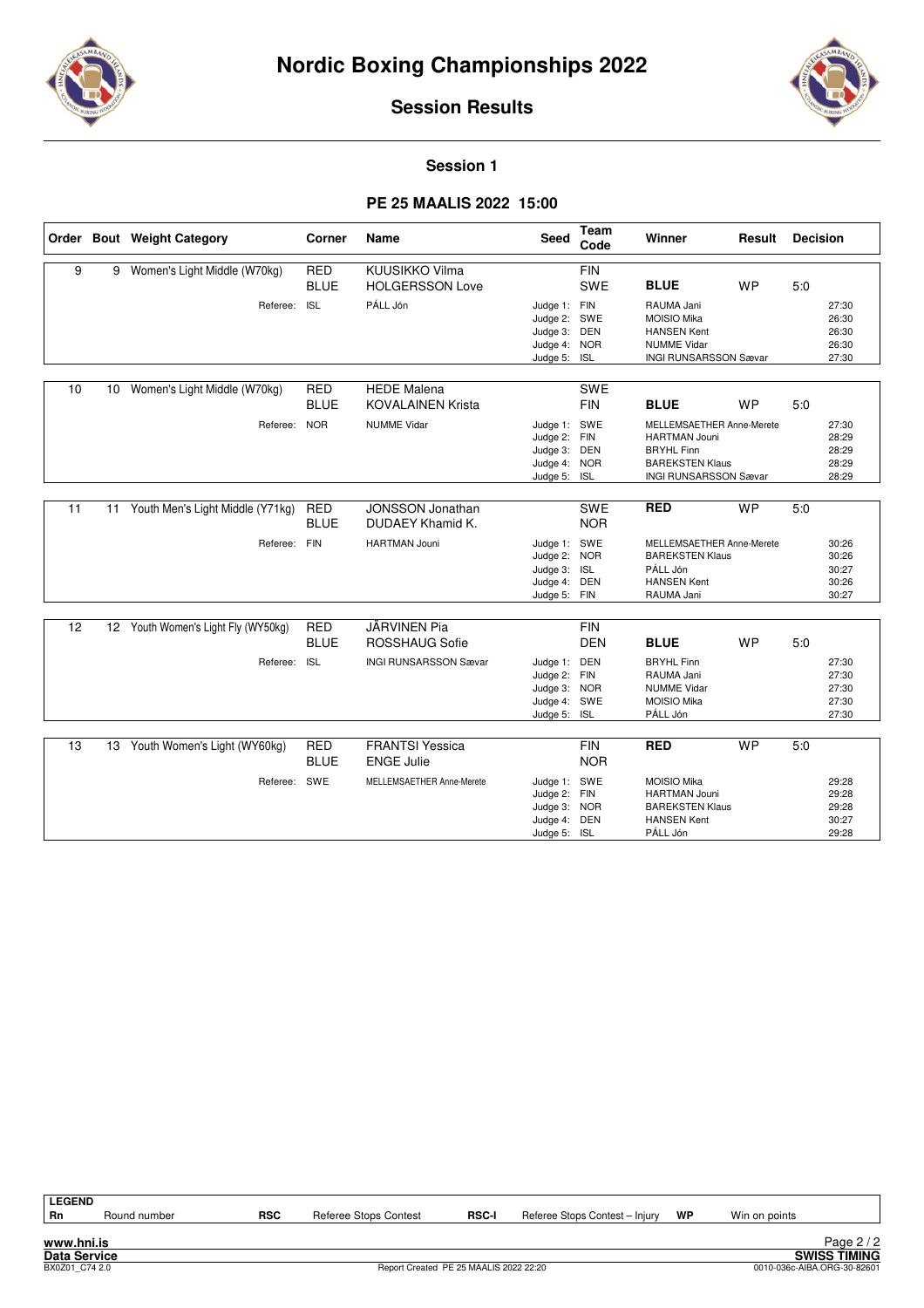# Nordic Boxing Championships 2022

## Session Results

### Session 1

### PE 25 MAALIS 2022 15:00

| Order | Bout | Weight Category | Corner | Name | Seed | Team Code | Winner | Result | Decision |
|---|---|---|---|---|---|---|---|---|---|
| 9 | 9 | Women's Light Middle (W70kg) | RED | KUUSIKKO Vilma | | FIN | | | |
| | | | BLUE | HOLGERSSON Love | | SWE | **BLUE** | WP | 5:0 |
| | | Referee: | ISL | PÁLL Jón | Judge 1: | FIN | RAUMA Jani | | 27:30 |
| | | | | | Judge 2: | SWE | MOISIO Mika | | 26:30 |
| | | | | | Judge 3: | DEN | HANSEN Kent | | 26:30 |
| | | | | | Judge 4: | NOR | NUMME Vidar | | 26:30 |
| | | | | | Judge 5: | ISL | INGI RUNSARSSON Sævar | | 27:30 |
| 10 | 10 | Women's Light Middle (W70kg) | RED | HEDE Malena | | SWE | | | |
| | | | BLUE | KOVALAINEN Krista | | FIN | **BLUE** | WP | 5:0 |
| | | Referee: | NOR | NUMME Vidar | Judge 1: | SWE | MELLEMSAETHER Anne-Merete | | 27:30 |
| | | | | | Judge 2: | FIN | HARTMAN Jouni | | 28:29 |
| | | | | | Judge 3: | DEN | BRYHL Finn | | 28:29 |
| | | | | | Judge 4: | NOR | BAREKSTEN Klaus | | 28:29 |
| | | | | | Judge 5: | ISL | INGI RUNSARSSON Sævar | | 28:29 |
| 11 | 11 | Youth Men's Light Middle (Y71kg) | RED | JONSSON Jonathan | | SWE | **RED** | WP | 5:0 |
| | | | BLUE | DUDAEY Khamid K. | | NOR | | | |
| | | Referee: | FIN | HARTMAN Jouni | Judge 1: | SWE | MELLEMSAETHER Anne-Merete | | 30:26 |
| | | | | | Judge 2: | NOR | BAREKSTEN Klaus | | 30:26 |
| | | | | | Judge 3: | ISL | PÁLL Jón | | 30:27 |
| | | | | | Judge 4: | DEN | HANSEN Kent | | 30:26 |
| | | | | | Judge 5: | FIN | RAUMA Jani | | 30:27 |
| 12 | 12 | Youth Women's Light Fly (WY50kg) | RED | JÄRVINEN Pia | | FIN | | | |
| | | | BLUE | ROSSHAUG Sofie | | DEN | **BLUE** | WP | 5:0 |
| | | Referee: | ISL | INGI RUNSARSSON Sævar | Judge 1: | DEN | BRYHL Finn | | 27:30 |
| | | | | | Judge 2: | FIN | RAUMA Jani | | 27:30 |
| | | | | | Judge 3: | NOR | NUMME Vidar | | 27:30 |
| | | | | | Judge 4: | SWE | MOISIO Mika | | 27:30 |
| | | | | | Judge 5: | ISL | PÁLL Jón | | 27:30 |
| 13 | 13 | Youth Women's Light (WY60kg) | RED | FRANTSI Yessica | | FIN | **RED** | WP | 5:0 |
| | | | BLUE | ENGE Julie | | NOR | | | |
| | | Referee: | SWE | MELLEMSAETHER Anne-Merete | Judge 1: | SWE | MOISIO Mika | | 29:28 |
| | | | | | Judge 2: | FIN | HARTMAN Jouni | | 29:28 |
| | | | | | Judge 3: | NOR | BAREKSTEN Klaus | | 29:28 |
| | | | | | Judge 4: | DEN | HANSEN Kent | | 30:27 |
| | | | | | Judge 5: | ISL | PÁLL Jón | | 29:28 |

| LEGEND | | | | | | | |
|---|---|---|---|---|---|---|---|
| Rn | Round number | RSC | Referee Stops Contest | RSC-I | Referee Stops Contest – Injury | WP | Win on points |

www.hni.is
Data Service
BX0Z01_C74 2.0

Report Created PE 25 MAALIS 2022 22:20

SWISS TIMING
0010-036c-AIBA.ORG-30-82601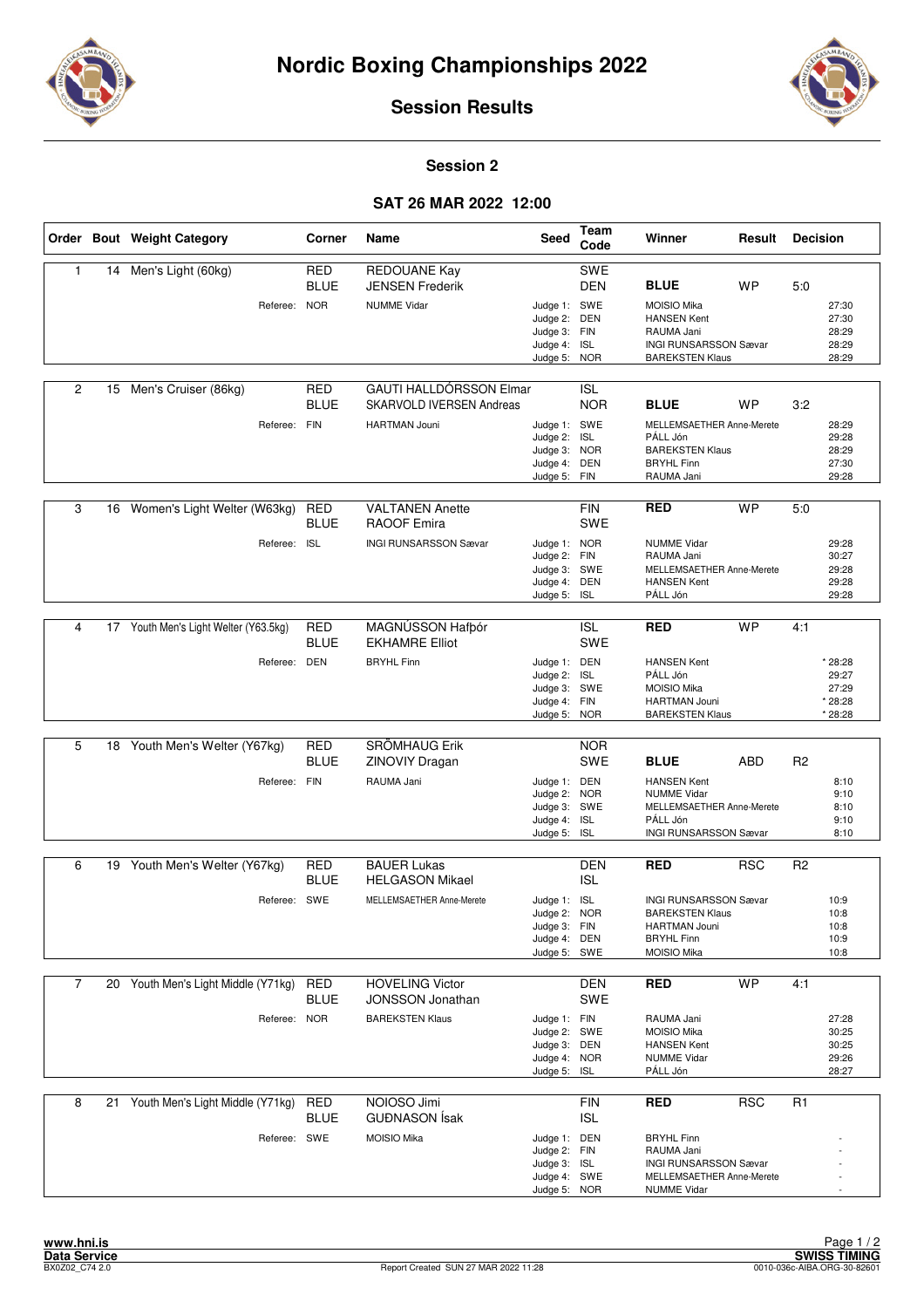# Nordic Boxing Championships 2022

## Session Results

### Session 2

### SAT 26 MAR 2022 12:00

| Order | Bout | Weight Category | Corner | Name | Seed | Team Code | Winner | Result | Decision |
|---|---|---|---|---|---|---|---|---|---|
| 1 | 14 | Men's Light (60kg) | RED | REDOUANE Kay | | SWE | | | |
| | | | BLUE | JENSEN Frederik | | DEN | **BLUE** | WP | 5:0 |
| | | Referee: | NOR | NUMME Vidar | Judge 1: | SWE | MOISIO Mika | | 27:30 |
| | | | | | Judge 2: | DEN | HANSEN Kent | | 27:30 |
| | | | | | Judge 3: | FIN | RAUMA Jani | | 28:29 |
| | | | | | Judge 4: | ISL | INGI RUNSARSSON Sævar | | 28:29 |
| | | | | | Judge 5: | NOR | BAREKSTEN Klaus | | 28:29 |
| 2 | 15 | Men's Cruiser (86kg) | RED | GAUTI HALLDÓRSSON Elmar | | ISL | | | |
| | | | BLUE | SKARVOLD IVERSEN Andreas | | NOR | **BLUE** | WP | 3:2 |
| | | Referee: | FIN | HARTMAN Jouni | Judge 1: | SWE | MELLEMSAETHER Anne-Merete | | 28:29 |
| | | | | | Judge 2: | ISL | PÁLL Jón | | 29:28 |
| | | | | | Judge 3: | NOR | BAREKSTEN Klaus | | 28:29 |
| | | | | | Judge 4: | DEN | BRYHL Finn | | 27:30 |
| | | | | | Judge 5: | FIN | RAUMA Jani | | 29:28 |
| 3 | 16 | Women's Light Welter (W63kg) | RED | VALTANEN Anette | | FIN | **RED** | WP | 5:0 |
| | | | BLUE | RAOOF Emira | | SWE | | | |
| | | Referee: | ISL | INGI RUNSARSSON Sævar | Judge 1: | NOR | NUMME Vidar | | 29:28 |
| | | | | | Judge 2: | FIN | RAUMA Jani | | 30:27 |
| | | | | | Judge 3: | SWE | MELLEMSAETHER Anne-Merete | | 29:28 |
| | | | | | Judge 4: | DEN | HANSEN Kent | | 29:28 |
| | | | | | Judge 5: | ISL | PÁLL Jón | | 29:28 |
| 4 | 17 | Youth Men's Light Welter (Y63.5kg) | RED | MAGNÚSSON Hafþór | | ISL | **RED** | WP | 4:1 |
| | | | BLUE | EKHAMRE Elliot | | SWE | | | |
| | | Referee: | DEN | BRYHL Finn | Judge 1: | DEN | HANSEN Kent | | * 28:28 |
| | | | | | Judge 2: | ISL | PÁLL Jón | | 29:27 |
| | | | | | Judge 3: | SWE | MOISIO Mika | | 27:29 |
| | | | | | Judge 4: | FIN | HARTMAN Jouni | | * 28:28 |
| | | | | | Judge 5: | NOR | BAREKSTEN Klaus | | * 28:28 |
| 5 | 18 | Youth Men's Welter (Y67kg) | RED | SRÖMHAUG Erik | | NOR | | | |
| | | | BLUE | ZINOVIY Dragan | | SWE | **BLUE** | ABD | R2 |
| | | Referee: | FIN | RAUMA Jani | Judge 1: | DEN | HANSEN Kent | | 8:10 |
| | | | | | Judge 2: | NOR | NUMME Vidar | | 9:10 |
| | | | | | Judge 3: | SWE | MELLEMSAETHER Anne-Merete | | 8:10 |
| | | | | | Judge 4: | ISL | PÁLL Jón | | 9:10 |
| | | | | | Judge 5: | ISL | INGI RUNSARSSON Sævar | | 8:10 |
| 6 | 19 | Youth Men's Welter (Y67kg) | RED | BAUER Lukas | | DEN | **RED** | RSC | R2 |
| | | | BLUE | HELGASON Mikael | | ISL | | | |
| | | Referee: | SWE | MELLEMSAETHER Anne-Merete | Judge 1: | ISL | INGI RUNSARSSON Sævar | | 10:9 |
| | | | | | Judge 2: | NOR | BAREKSTEN Klaus | | 10:8 |
| | | | | | Judge 3: | FIN | HARTMAN Jouni | | 10:8 |
| | | | | | Judge 4: | DEN | BRYHL Finn | | 10:9 |
| | | | | | Judge 5: | SWE | MOISIO Mika | | 10:8 |
| 7 | 20 | Youth Men's Light Middle (Y71kg) | RED | HOVELING Victor | | DEN | **RED** | WP | 4:1 |
| | | | BLUE | JONSSON Jonathan | | SWE | | | |
| | | Referee: | NOR | BAREKSTEN Klaus | Judge 1: | FIN | RAUMA Jani | | 27:28 |
| | | | | | Judge 2: | SWE | MOISIO Mika | | 30:25 |
| | | | | | Judge 3: | DEN | HANSEN Kent | | 30:25 |
| | | | | | Judge 4: | NOR | NUMME Vidar | | 29:26 |
| | | | | | Judge 5: | ISL | PÁLL Jón | | 28:27 |
| 8 | 21 | Youth Men's Light Middle (Y71kg) | RED | NOIOSO Jimi | | FIN | **RED** | RSC | R1 |
| | | | BLUE | GUÐNASON Ísak | | ISL | | | |
| | | Referee: | SWE | MOISIO Mika | Judge 1: | DEN | BRYHL Finn | | - |
| | | | | | Judge 2: | FIN | RAUMA Jani | | - |
| | | | | | Judge 3: | ISL | INGI RUNSARSSON Sævar | | - |
| | | | | | Judge 4: | SWE | MELLEMSAETHER Anne-Merete | | - |
| | | | | | Judge 5: | NOR | NUMME Vidar | | - |

www.hni.is
Data Service
BX0Z02_C74 2.0
Report Created SUN 27 MAR 2022 11:28
SWISS TIMING
0010-036c-AIBA.ORG-30-82601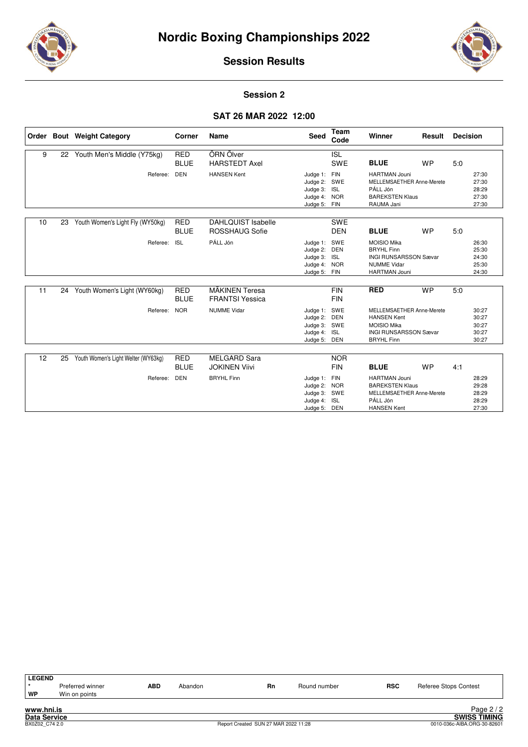# Nordic Boxing Championships 2022

## Session Results

### Session 2

### SAT 26 MAR 2022 12:00

| Order | Bout | Weight Category | Corner | Name | Seed | Team Code | Winner | Result | Decision |
|---|---|---|---|---|---|---|---|---|---|
| 9 | 22 | Youth Men's Middle (Y75kg) | RED | ÖRN Ölver | | ISL | | | |
| | | | BLUE | HARSTEDT Axel | | SWE | **BLUE** | WP | 5:0 |
| | | Referee: | DEN | HANSEN Kent | Judge 1: | FIN | HARTMAN Jouni | | 27:30 |
| | | | | | Judge 2: | SWE | MELLEMSAETHER Anne-Merete | | 27:30 |
| | | | | | Judge 3: | ISL | PÁLL Jón | | 28:29 |
| | | | | | Judge 4: | NOR | BAREKSTEN Klaus | | 27:30 |
| | | | | | Judge 5: | FIN | RAUMA Jani | | 27:30 |
| 10 | 23 | Youth Women's Light Fly (WY50kg) | RED | DAHLQUIST Isabelle | | SWE | | | |
| | | | BLUE | ROSSHAUG Sofie | | DEN | **BLUE** | WP | 5:0 |
| | | Referee: | ISL | PÁLL Jón | Judge 1: | SWE | MOISIO Mika | | 26:30 |
| | | | | | Judge 2: | DEN | BRYHL Finn | | 25:30 |
| | | | | | Judge 3: | ISL | INGI RUNARSSON Sævar | | 24:30 |
| | | | | | Judge 4: | NOR | NUMME Vidar | | 25:30 |
| | | | | | Judge 5: | FIN | HARTMAN Jouni | | 24:30 |
| 11 | 24 | Youth Women's Light (WY60kg) | RED | MÄKINEN Teresa | | FIN | **RED** | WP | 5:0 |
| | | | BLUE | FRANTSI Yessica | | FIN | | | |
| | | Referee: | NOR | NUMME Vidar | Judge 1: | SWE | MELLEMSAETHER Anne-Merete | | 30:27 |
| | | | | | Judge 2: | DEN | HANSEN Kent | | 30:27 |
| | | | | | Judge 3: | SWE | MOISIO Mika | | 30:27 |
| | | | | | Judge 4: | ISL | INGI RUNARSSON Sævar | | 30:27 |
| | | | | | Judge 5: | DEN | BRYHL Finn | | 30:27 |
| 12 | 25 | Youth Women's Light Welter (WY63kg) | RED | MELGARD Sara | | NOR | | | |
| | | | BLUE | JOKINEN Viivi | | FIN | **BLUE** | WP | 4:1 |
| | | Referee: | DEN | BRYHL Finn | Judge 1: | FIN | HARTMAN Jouni | | 28:29 |
| | | | | | Judge 2: | NOR | BAREKSTEN Klaus | | 29:28 |
| | | | | | Judge 3: | SWE | MELLEMSAETHER Anne-Merete | | 28:29 |
| | | | | | Judge 4: | ISL | PÁLL Jón | | 28:29 |
| | | | | | Judge 5: | DEN | HANSEN Kent | | 27:30 |

**LEGEND**

| | | | | | | | |
|---|---|---|---|---|---|---|---|
| * | Preferred winner | ABD | Abandon | Rn | Round number | RSC | Referee Stops Contest |
| WP | Win on points | | | | | | |

www.hni.is
Data Service
BX0Z02_C74 2.0
Report Created SUN 27 MAR 2022 11:28
SWISS TIMING
0010-036c-AIBA.ORG-30-82601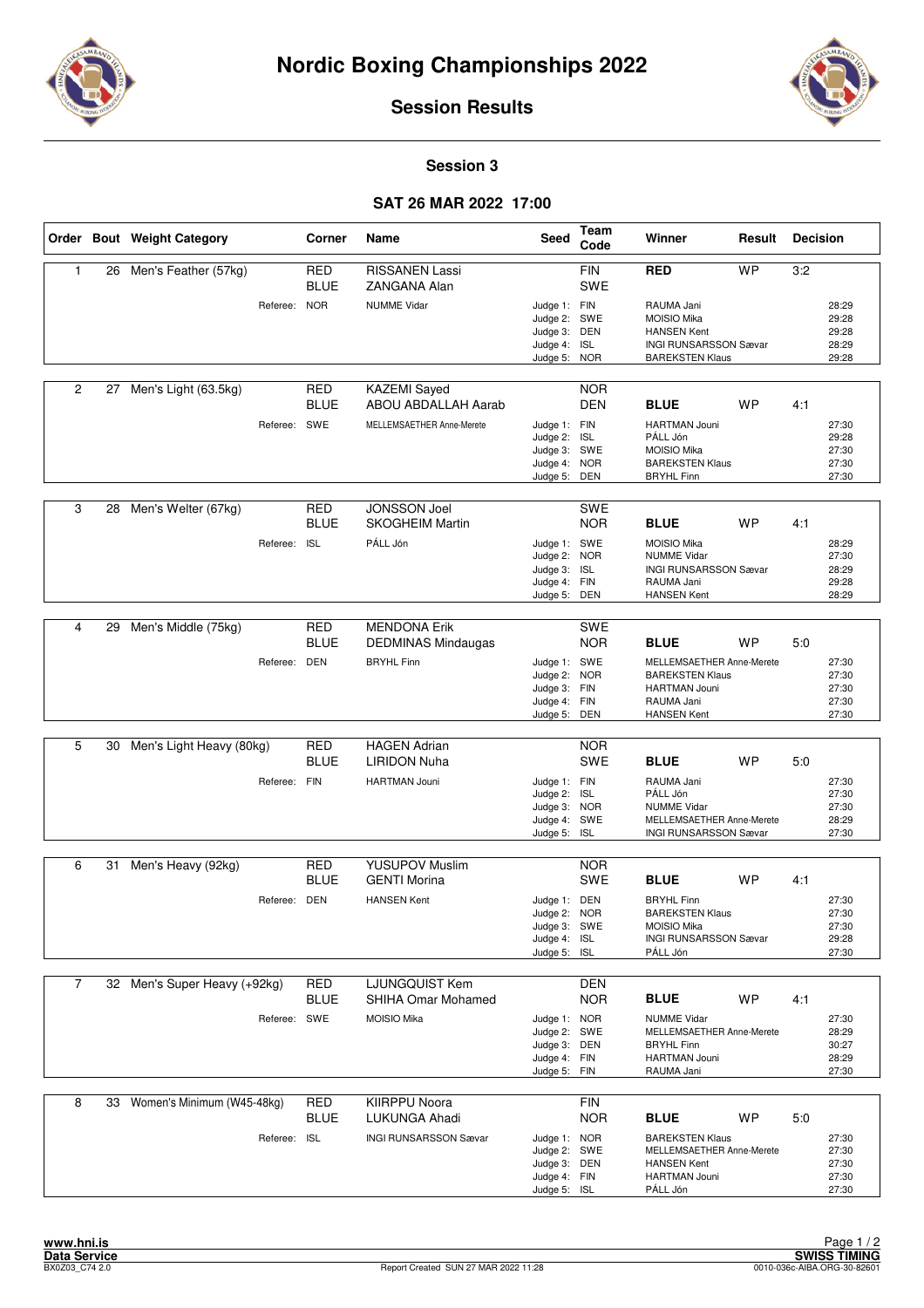# Nordic Boxing Championships 2022

## Session Results

### Session 3

### SAT 26 MAR 2022 17:00

| Order | Bout | Weight Category | Corner | Name | Seed | Team Code | Winner | Result | Decision |
|---|---|---|---|---|---|---|---|---|---|
| 1 | 26 | Men's Feather (57kg) | RED | RISSANEN Lassi | | FIN | RED | WP | 3:2 |
| | | | BLUE | ZANGANA Alan | | SWE | | | |
| | | Referee: | NOR | NUMME Vidar | Judge 1: | FIN | RAUMA Jani | | 28:29 |
| | | | | | Judge 2: | SWE | MOISIO Mika | | 29:28 |
| | | | | | Judge 3: | DEN | HANSEN Kent | | 29:28 |
| | | | | | Judge 4: | ISL | INGI RUNSARSSON Sævar | | 28:29 |
| | | | | | Judge 5: | NOR | BAREKSTEN Klaus | | 29:28 |
| 2 | 27 | Men's Light (63.5kg) | RED | KAZEMI Sayed | | NOR | | | |
| | | | BLUE | ABOU ABDALLAH Aarab | | DEN | BLUE | WP | 4:1 |
| | | Referee: | SWE | MELLEMSAETHER Anne-Merete | Judge 1: | FIN | HARTMAN Jouni | | 27:30 |
| | | | | | Judge 2: | ISL | PÁLL Jón | | 29:28 |
| | | | | | Judge 3: | SWE | MOISIO Mika | | 27:30 |
| | | | | | Judge 4: | NOR | BAREKSTEN Klaus | | 27:30 |
| | | | | | Judge 5: | DEN | BRYHL Finn | | 27:30 |
| 3 | 28 | Men's Welter (67kg) | RED | JONSSON Joel | | SWE | | | |
| | | | BLUE | SKOGHEIM Martin | | NOR | BLUE | WP | 4:1 |
| | | Referee: | ISL | PÁLL Jón | Judge 1: | SWE | MOISIO Mika | | 28:29 |
| | | | | | Judge 2: | NOR | NUMME Vidar | | 27:30 |
| | | | | | Judge 3: | ISL | INGI RUNSARSSON Sævar | | 28:29 |
| | | | | | Judge 4: | FIN | RAUMA Jani | | 29:28 |
| | | | | | Judge 5: | DEN | HANSEN Kent | | 28:29 |
| 4 | 29 | Men's Middle (75kg) | RED | MENDONA Erik | | SWE | | | |
| | | | BLUE | DEDMINAS Mindaugas | | NOR | BLUE | WP | 5:0 |
| | | Referee: | DEN | BRYHL Finn | Judge 1: | SWE | MELLEMSAETHER Anne-Merete | | 27:30 |
| | | | | | Judge 2: | NOR | BAREKSTEN Klaus | | 27:30 |
| | | | | | Judge 3: | FIN | HARTMAN Jouni | | 27:30 |
| | | | | | Judge 4: | FIN | RAUMA Jani | | 27:30 |
| | | | | | Judge 5: | DEN | HANSEN Kent | | 27:30 |
| 5 | 30 | Men's Light Heavy (80kg) | RED | HAGEN Adrian | | NOR | | | |
| | | | BLUE | LIRIDON Nuha | | SWE | BLUE | WP | 5:0 |
| | | Referee: | FIN | HARTMAN Jouni | Judge 1: | FIN | RAUMA Jani | | 27:30 |
| | | | | | Judge 2: | ISL | PÁLL Jón | | 27:30 |
| | | | | | Judge 3: | NOR | NUMME Vidar | | 27:30 |
| | | | | | Judge 4: | SWE | MELLEMSAETHER Anne-Merete | | 28:29 |
| | | | | | Judge 5: | ISL | INGI RUNSARSSON Sævar | | 27:30 |
| 6 | 31 | Men's Heavy (92kg) | RED | YUSUPOV Muslim | | NOR | | | |
| | | | BLUE | GENTI Morina | | SWE | BLUE | WP | 4:1 |
| | | Referee: | DEN | HANSEN Kent | Judge 1: | DEN | BRYHL Finn | | 27:30 |
| | | | | | Judge 2: | NOR | BAREKSTEN Klaus | | 27:30 |
| | | | | | Judge 3: | SWE | MOISIO Mika | | 27:30 |
| | | | | | Judge 4: | ISL | INGI RUNSARSSON Sævar | | 29:28 |
| | | | | | Judge 5: | ISL | PÁLL Jón | | 27:30 |
| 7 | 32 | Men's Super Heavy (+92kg) | RED | LJUNGQUIST Kem | | DEN | | | |
| | | | BLUE | SHIHA Omar Mohamed | | NOR | BLUE | WP | 4:1 |
| | | Referee: | SWE | MOISIO Mika | Judge 1: | NOR | NUMME Vidar | | 27:30 |
| | | | | | Judge 2: | SWE | MELLEMSAETHER Anne-Merete | | 28:29 |
| | | | | | Judge 3: | DEN | BRYHL Finn | | 30:27 |
| | | | | | Judge 4: | FIN | HARTMAN Jouni | | 28:29 |
| | | | | | Judge 5: | FIN | RAUMA Jani | | 27:30 |
| 8 | 33 | Women's Minimum (W45-48kg) | RED | KIIRPPU Noora | | FIN | | | |
| | | | BLUE | LUKUNGA Ahadi | | NOR | BLUE | WP | 5:0 |
| | | Referee: | ISL | INGI RUNSARSSON Sævar | Judge 1: | NOR | BAREKSTEN Klaus | | 27:30 |
| | | | | | Judge 2: | SWE | MELLEMSAETHER Anne-Merete | | 27:30 |
| | | | | | Judge 3: | DEN | HANSEN Kent | | 27:30 |
| | | | | | Judge 4: | FIN | HARTMAN Jouni | | 27:30 |
| | | | | | Judge 5: | ISL | PÁLL Jón | | 27:30 |

www.hni.is
Data Service
BX0Z03_C74 2.0

Report Created SUN 27 MAR 2022 11:28

SWISS TIMING
0010-036c-AIBA.ORG-30-82601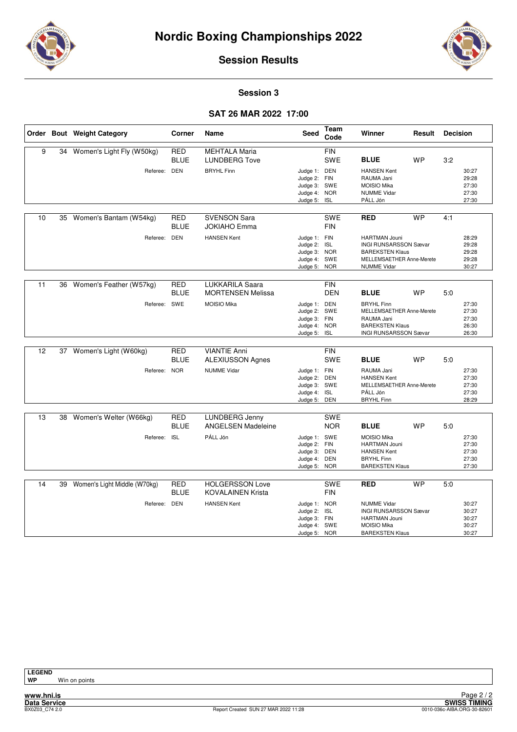# Nordic Boxing Championships 2022

## Session Results

### Session 3

### SAT 26 MAR 2022 17:00

| Order | Bout | Weight Category | Corner | Name | Seed | Team Code | Winner | Result | Decision |
|---|---|---|---|---|---|---|---|---|---|
| 9 | 34 | Women's Light Fly (W50kg) | RED | MEHTALA Maria | | FIN | | | |
| | | | BLUE | LUNDBERG Tove | | SWE | **BLUE** | WP | 3:2 |
| | | Referee: | DEN | BRYHL Finn | Judge 1: | DEN | HANSEN Kent | | 30:27 |
| | | | | | Judge 2: | FIN | RAUMA Jani | | 29:28 |
| | | | | | Judge 3: | SWE | MOISIO Mika | | 27:30 |
| | | | | | Judge 4: | NOR | NUMME Vidar | | 27:30 |
| | | | | | Judge 5: | ISL | PÁLL Jón | | 27:30 |
| 10 | 35 | Women's Bantam (W54kg) | RED | SVENSON Sara | | SWE | **RED** | WP | 4:1 |
| | | | BLUE | JOKIAHO Emma | | FIN | | | |
| | | Referee: | DEN | HANSEN Kent | Judge 1: | FIN | HARTMAN Jouni | | 28:29 |
| | | | | | Judge 2: | ISL | INGI RUNSARSSON Sævar | | 29:28 |
| | | | | | Judge 3: | NOR | BAREKSTEN Klaus | | 29:28 |
| | | | | | Judge 4: | SWE | MELLEMSAETHER Anne-Merete | | 29:28 |
| | | | | | Judge 5: | NOR | NUMME Vidar | | 30:27 |
| 11 | 36 | Women's Feather (W57kg) | RED | LUKKARILA Saara | | FIN | | | |
| | | | BLUE | MORTENSEN Melissa | | DEN | **BLUE** | WP | 5:0 |
| | | Referee: | SWE | MOISIO Mika | Judge 1: | DEN | BRYHL Finn | | 27:30 |
| | | | | | Judge 2: | SWE | MELLEMSAETHER Anne-Merete | | 27:30 |
| | | | | | Judge 3: | FIN | RAUMA Jani | | 27:30 |
| | | | | | Judge 4: | NOR | BAREKSTEN Klaus | | 26:30 |
| | | | | | Judge 5: | ISL | INGI RUNSARSSON Sævar | | 26:30 |
| 12 | 37 | Women's Light (W60kg) | RED | VIANTIE Anni | | FIN | | | |
| | | | BLUE | ALEXIUSSON Agnes | | SWE | **BLUE** | WP | 5:0 |
| | | Referee: | NOR | NUMME Vidar | Judge 1: | FIN | RAUMA Jani | | 27:30 |
| | | | | | Judge 2: | DEN | HANSEN Kent | | 27:30 |
| | | | | | Judge 3: | SWE | MELLEMSAETHER Anne-Merete | | 27:30 |
| | | | | | Judge 4: | ISL | PÁLL Jón | | 27:30 |
| | | | | | Judge 5: | DEN | BRYHL Finn | | 28:29 |
| 13 | 38 | Women's Welter (W66kg) | RED | LUNDBERG Jenny | | SWE | | | |
| | | | BLUE | ANGELSEN Madeleine | | NOR | **BLUE** | WP | 5:0 |
| | | Referee: | ISL | PÁLL Jón | Judge 1: | SWE | MOISIO Mika | | 27:30 |
| | | | | | Judge 2: | FIN | HARTMAN Jouni | | 27:30 |
| | | | | | Judge 3: | DEN | HANSEN Kent | | 27:30 |
| | | | | | Judge 4: | DEN | BRYHL Finn | | 27:30 |
| | | | | | Judge 5: | NOR | BAREKSTEN Klaus | | 27:30 |
| 14 | 39 | Women's Light Middle (W70kg) | RED | HOLGERSSON Love | | SWE | **RED** | WP | 5:0 |
| | | | BLUE | KOVALAINEN Krista | | FIN | | | |
| | | Referee: | DEN | HANSEN Kent | Judge 1: | NOR | NUMME Vidar | | 30:27 |
| | | | | | Judge 2: | ISL | INGI RUNSARSSON Sævar | | 30:27 |
| | | | | | Judge 3: | FIN | HARTMAN Jouni | | 30:27 |
| | | | | | Judge 4: | SWE | MOISIO Mika | | 30:27 |
| | | | | | Judge 5: | NOR | BAREKSTEN Klaus | | 30:27 |

**LEGEND**

**WP** Win on points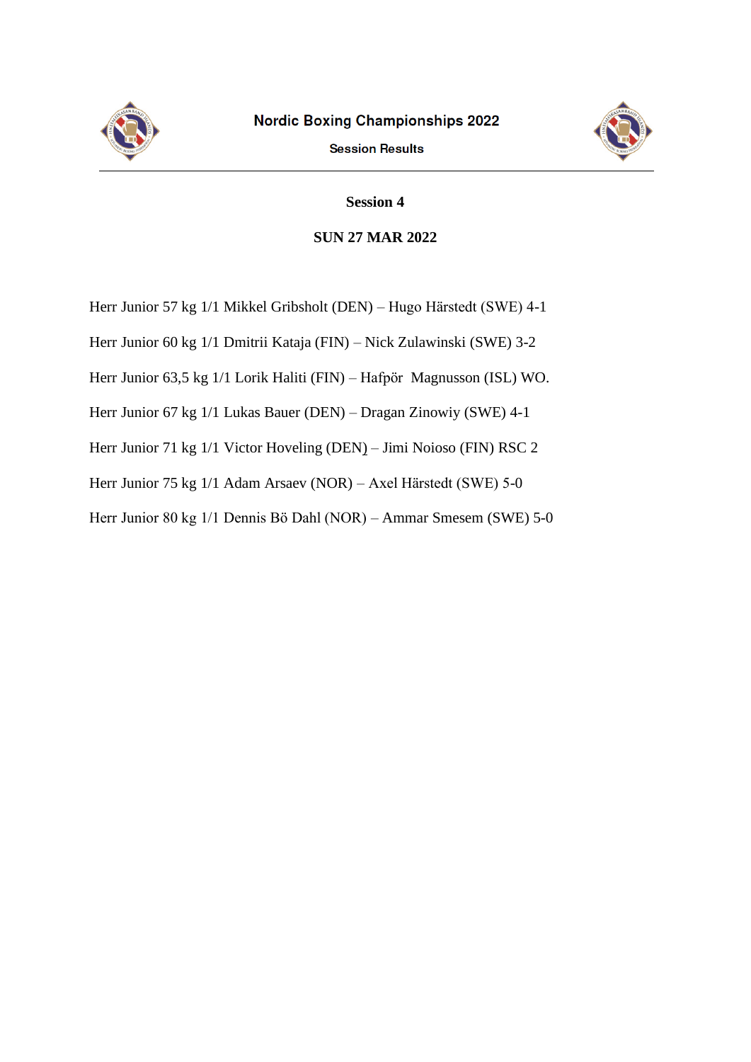# Nordic Boxing Championships 2022

Session Results

## Session 4

## SUN 27 MAR 2022

Herr Junior 57 kg 1/1 Mikkel Gribsholt (DEN) – Hugo Härstedt (SWE) 4-1

Herr Junior 60 kg 1/1 Dmitrii Kataja (FIN) – Nick Zulawinski (SWE) 3-2

Herr Junior 63,5 kg 1/1 Lorik Haliti (FIN) – Hafpör  Magnusson (ISL) WO.

Herr Junior 67 kg 1/1 Lukas Bauer (DEN) – Dragan Zinowiy (SWE) 4-1

Herr Junior 71 kg 1/1 Victor Hoveling (DEN) – Jimi Noioso (FIN) RSC 2

Herr Junior 75 kg 1/1 Adam Arsaev (NOR) – Axel Härstedt (SWE) 5-0

Herr Junior 80 kg 1/1 Dennis Bö Dahl (NOR) – Ammar Smesem (SWE) 5-0